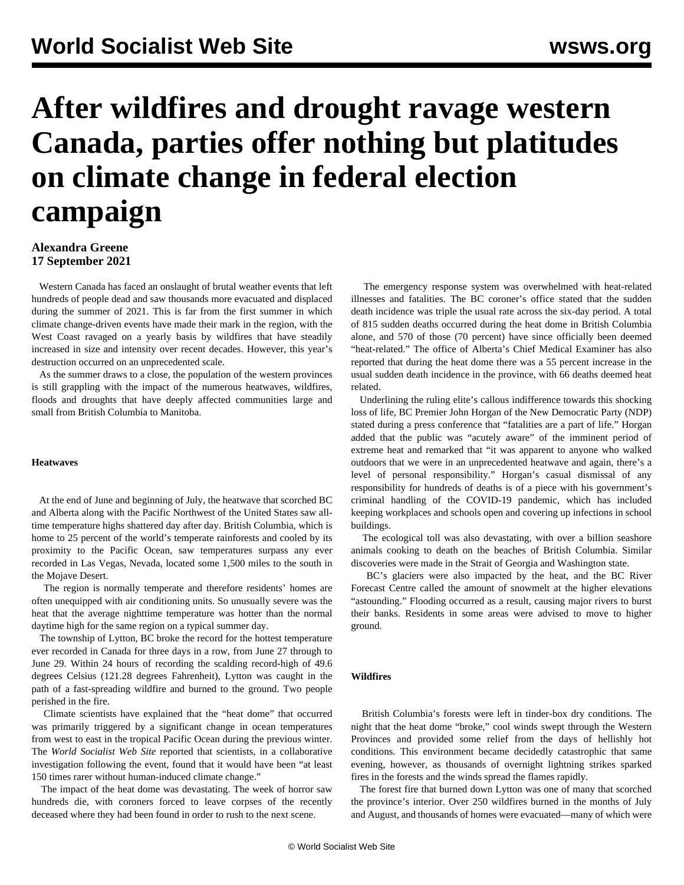# After wildfires and drought ravage western Canada, parties offer nothing but platitudes on climate change in federal election campaign

**Alexandra Greene**
**17 September 2021**

Western Canada has faced an onslaught of brutal weather events that left hundreds of people dead and saw thousands more evacuated and displaced during the summer of 2021. This is far from the first summer in which climate change-driven events have made their mark in the region, with the West Coast ravaged on a yearly basis by wildfires that have steadily increased in size and intensity over recent decades. However, this year's destruction occurred on an unprecedented scale.

As the summer draws to a close, the population of the western provinces is still grappling with the impact of the numerous heatwaves, wildfires, floods and droughts that have deeply affected communities large and small from British Columbia to Manitoba.

**Heatwaves**

At the end of June and beginning of July, the heatwave that scorched BC and Alberta along with the Pacific Northwest of the United States saw all-time temperature highs shattered day after day. British Columbia, which is home to 25 percent of the world's temperate rainforests and cooled by its proximity to the Pacific Ocean, saw temperatures surpass any ever recorded in Las Vegas, Nevada, located some 1,500 miles to the south in the Mojave Desert.

The region is normally temperate and therefore residents' homes are often unequipped with air conditioning units. So unusually severe was the heat that the average nighttime temperature was hotter than the normal daytime high for the same region on a typical summer day.

The township of Lytton, BC broke the record for the hottest temperature ever recorded in Canada for three days in a row, from June 27 through to June 29. Within 24 hours of recording the scalding record-high of 49.6 degrees Celsius (121.28 degrees Fahrenheit), Lytton was caught in the path of a fast-spreading wildfire and burned to the ground. Two people perished in the fire.

Climate scientists have explained that the "heat dome" that occurred was primarily triggered by a significant change in ocean temperatures from west to east in the tropical Pacific Ocean during the previous winter. The *World Socialist Web Site* reported that scientists, in a collaborative investigation following the event, found that it would have been "at least 150 times rarer without human-induced climate change."

The impact of the heat dome was devastating. The week of horror saw hundreds die, with coroners forced to leave corpses of the recently deceased where they had been found in order to rush to the next scene.

The emergency response system was overwhelmed with heat-related illnesses and fatalities. The BC coroner's office stated that the sudden death incidence was triple the usual rate across the six-day period. A total of 815 sudden deaths occurred during the heat dome in British Columbia alone, and 570 of those (70 percent) have since officially been deemed "heat-related." The office of Alberta's Chief Medical Examiner has also reported that during the heat dome there was a 55 percent increase in the usual sudden death incidence in the province, with 66 deaths deemed heat related.

Underlining the ruling elite's callous indifference towards this shocking loss of life, BC Premier John Horgan of the New Democratic Party (NDP) stated during a press conference that "fatalities are a part of life." Horgan added that the public was "acutely aware" of the imminent period of extreme heat and remarked that "it was apparent to anyone who walked outdoors that we were in an unprecedented heatwave and again, there's a level of personal responsibility." Horgan's casual dismissal of any responsibility for hundreds of deaths is of a piece with his government's criminal handling of the COVID-19 pandemic, which has included keeping workplaces and schools open and covering up infections in school buildings.

The ecological toll was also devastating, with over a billion seashore animals cooking to death on the beaches of British Columbia. Similar discoveries were made in the Strait of Georgia and Washington state.

BC's glaciers were also impacted by the heat, and the BC River Forecast Centre called the amount of snowmelt at the higher elevations "astounding." Flooding occurred as a result, causing major rivers to burst their banks. Residents in some areas were advised to move to higher ground.

**Wildfires**

British Columbia's forests were left in tinder-box dry conditions. The night that the heat dome "broke," cool winds swept through the Western Provinces and provided some relief from the days of hellishly hot conditions. This environment became decidedly catastrophic that same evening, however, as thousands of overnight lightning strikes sparked fires in the forests and the winds spread the flames rapidly.

The forest fire that burned down Lytton was one of many that scorched the province's interior. Over 250 wildfires burned in the months of July and August, and thousands of homes were evacuated—many of which were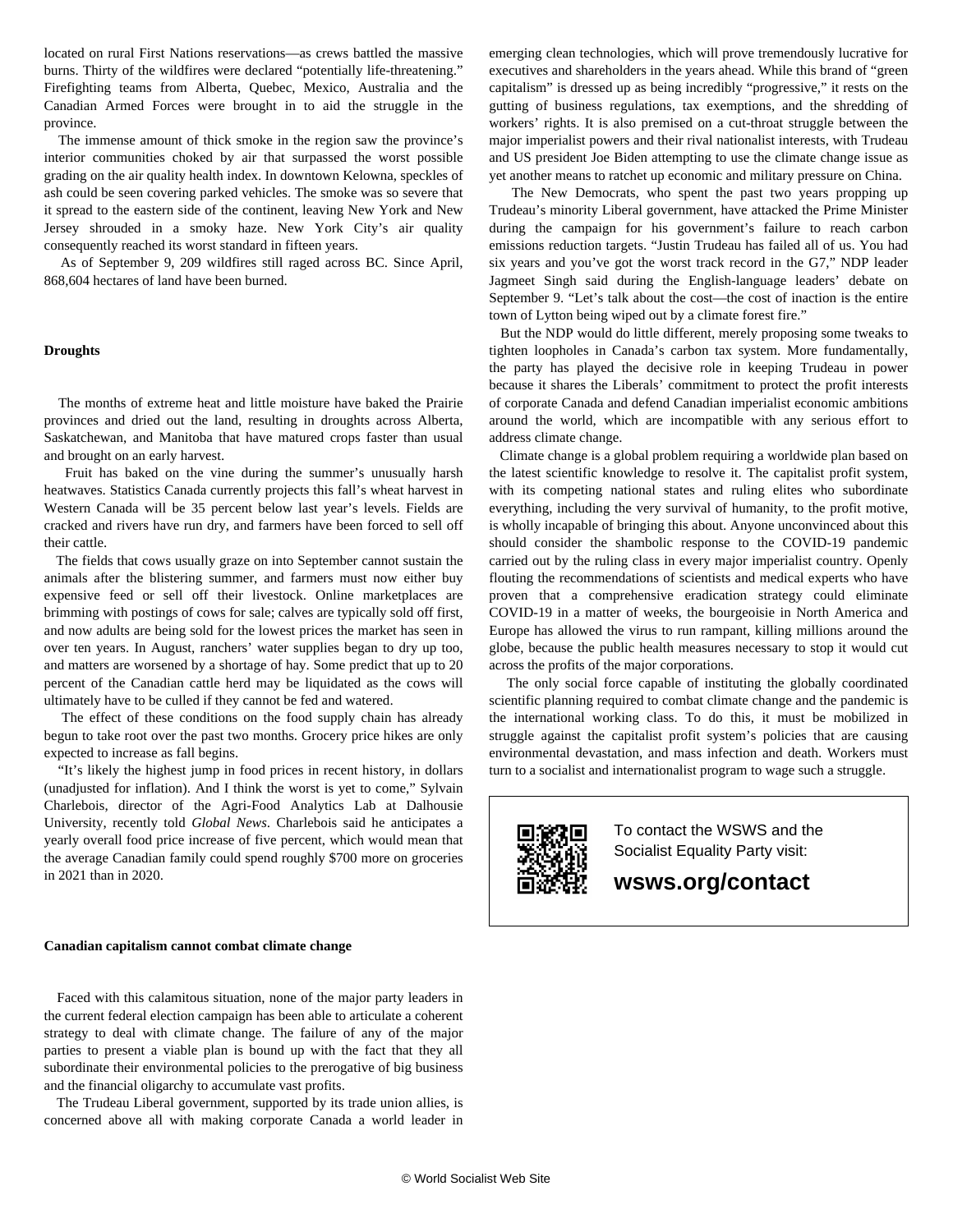located on rural First Nations reservations—as crews battled the massive burns. Thirty of the wildfires were declared "potentially life-threatening." Firefighting teams from Alberta, Quebec, Mexico, Australia and the Canadian Armed Forces were brought in to aid the struggle in the province.

The immense amount of thick smoke in the region saw the province's interior communities choked by air that surpassed the worst possible grading on the air quality health index. In downtown Kelowna, speckles of ash could be seen covering parked vehicles. The smoke was so severe that it spread to the eastern side of the continent, leaving New York and New Jersey shrouded in a smoky haze. New York City's air quality consequently reached its worst standard in fifteen years.

As of September 9, 209 wildfires still raged across BC. Since April, 868,604 hectares of land have been burned.

**Droughts**

The months of extreme heat and little moisture have baked the Prairie provinces and dried out the land, resulting in droughts across Alberta, Saskatchewan, and Manitoba that have matured crops faster than usual and brought on an early harvest.

Fruit has baked on the vine during the summer's unusually harsh heatwaves. Statistics Canada currently projects this fall's wheat harvest in Western Canada will be 35 percent below last year's levels. Fields are cracked and rivers have run dry, and farmers have been forced to sell off their cattle.

The fields that cows usually graze on into September cannot sustain the animals after the blistering summer, and farmers must now either buy expensive feed or sell off their livestock. Online marketplaces are brimming with postings of cows for sale; calves are typically sold off first, and now adults are being sold for the lowest prices the market has seen in over ten years. In August, ranchers' water supplies began to dry up too, and matters are worsened by a shortage of hay. Some predict that up to 20 percent of the Canadian cattle herd may be liquidated as the cows will ultimately have to be culled if they cannot be fed and watered.

The effect of these conditions on the food supply chain has already begun to take root over the past two months. Grocery price hikes are only expected to increase as fall begins.

"It's likely the highest jump in food prices in recent history, in dollars (unadjusted for inflation). And I think the worst is yet to come," Sylvain Charlebois, director of the Agri-Food Analytics Lab at Dalhousie University, recently told *Global News*. Charlebois said he anticipates a yearly overall food price increase of five percent, which would mean that the average Canadian family could spend roughly $700 more on groceries in 2021 than in 2020.

**Canadian capitalism cannot combat climate change**

Faced with this calamitous situation, none of the major party leaders in the current federal election campaign has been able to articulate a coherent strategy to deal with climate change. The failure of any of the major parties to present a viable plan is bound up with the fact that they all subordinate their environmental policies to the prerogative of big business and the financial oligarchy to accumulate vast profits.

The Trudeau Liberal government, supported by its trade union allies, is concerned above all with making corporate Canada a world leader in emerging clean technologies, which will prove tremendously lucrative for executives and shareholders in the years ahead. While this brand of "green capitalism" is dressed up as being incredibly "progressive," it rests on the gutting of business regulations, tax exemptions, and the shredding of workers' rights. It is also premised on a cut-throat struggle between the major imperialist powers and their rival nationalist interests, with Trudeau and US president Joe Biden attempting to use the climate change issue as yet another means to ratchet up economic and military pressure on China.

The New Democrats, who spent the past two years propping up Trudeau's minority Liberal government, have attacked the Prime Minister during the campaign for his government's failure to reach carbon emissions reduction targets. "Justin Trudeau has failed all of us. You had six years and you've got the worst track record in the G7," NDP leader Jagmeet Singh said during the English-language leaders' debate on September 9. "Let's talk about the cost—the cost of inaction is the entire town of Lytton being wiped out by a climate forest fire."

But the NDP would do little different, merely proposing some tweaks to tighten loopholes in Canada's carbon tax system. More fundamentally, the party has played the decisive role in keeping Trudeau in power because it shares the Liberals' commitment to protect the profit interests of corporate Canada and defend Canadian imperialist economic ambitions around the world, which are incompatible with any serious effort to address climate change.

Climate change is a global problem requiring a worldwide plan based on the latest scientific knowledge to resolve it. The capitalist profit system, with its competing national states and ruling elites who subordinate everything, including the very survival of humanity, to the profit motive, is wholly incapable of bringing this about. Anyone unconvinced about this should consider the shambolic response to the COVID-19 pandemic carried out by the ruling class in every major imperialist country. Openly flouting the recommendations of scientists and medical experts who have proven that a comprehensive eradication strategy could eliminate COVID-19 in a matter of weeks, the bourgeoisie in North America and Europe has allowed the virus to run rampant, killing millions around the globe, because the public health measures necessary to stop it would cut across the profits of the major corporations.

The only social force capable of instituting the globally coordinated scientific planning required to combat climate change and the pandemic is the international working class. To do this, it must be mobilized in struggle against the capitalist profit system's policies that are causing environmental devastation, and mass infection and death. Workers must turn to a socialist and internationalist program to wage such a struggle.

To contact the WSWS and the Socialist Equality Party visit:

**wsws.org/contact**